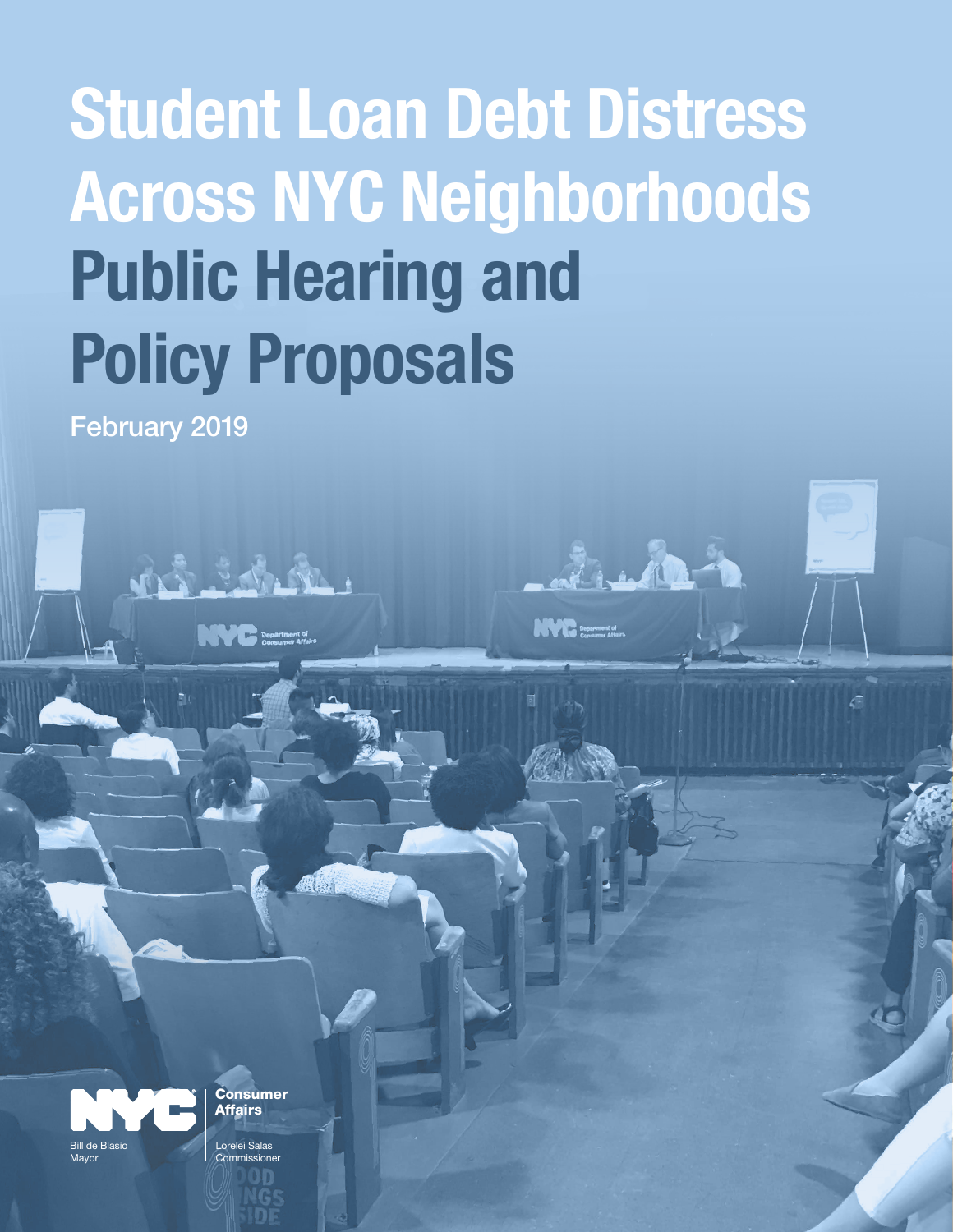# Student Loan Debt Distress Across NYC Neighborhoods

# Public Hearing and Policy Proposals

February 2019

NYC Consumer Affairs

Bill de Blasio
Mayor

Lorelei Salas
Commissioner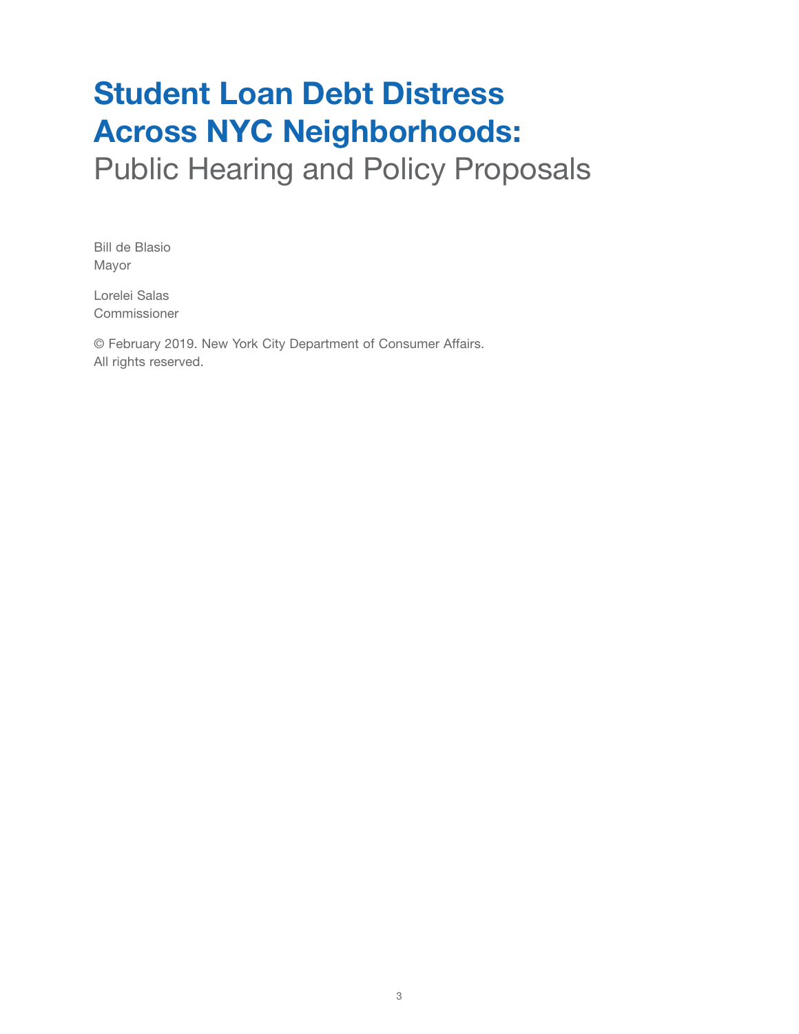# Student Loan Debt Distress Across NYC Neighborhoods:

## Public Hearing and Policy Proposals

Bill de Blasio
Mayor

Lorelei Salas
Commissioner

© February 2019. New York City Department of Consumer Affairs.
All rights reserved.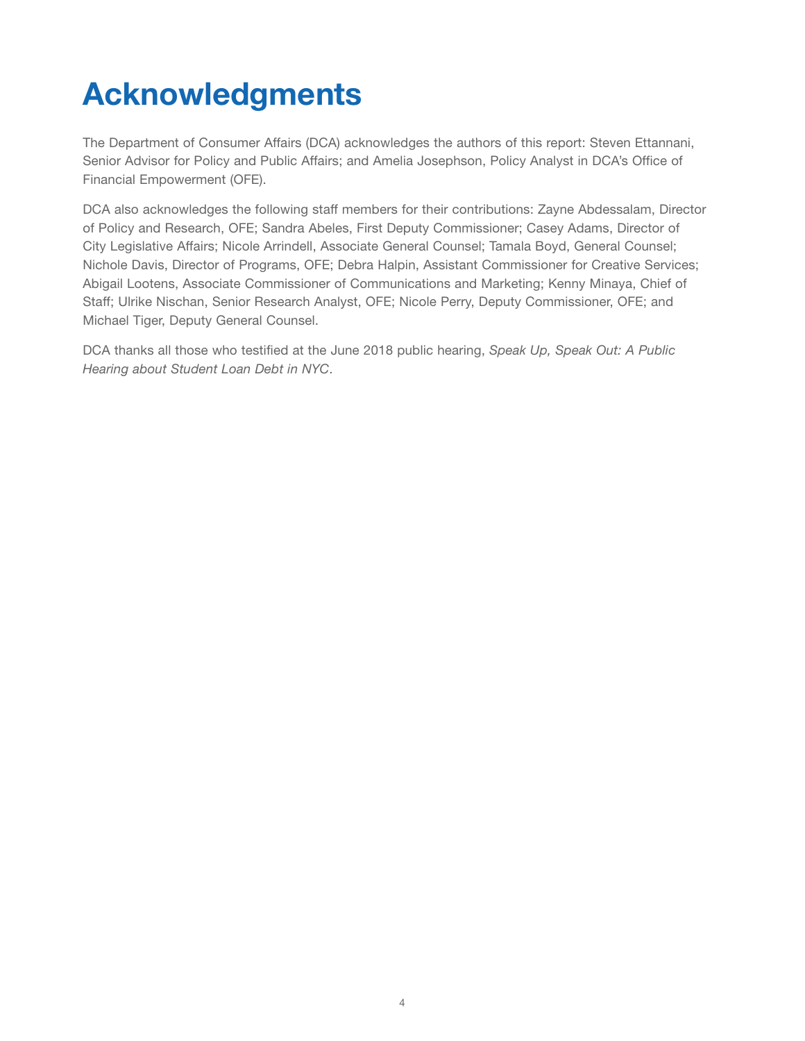# Acknowledgments

The Department of Consumer Affairs (DCA) acknowledges the authors of this report: Steven Ettannani, Senior Advisor for Policy and Public Affairs; and Amelia Josephson, Policy Analyst in DCA's Office of Financial Empowerment (OFE).

DCA also acknowledges the following staff members for their contributions: Zayne Abdessalam, Director of Policy and Research, OFE; Sandra Abeles, First Deputy Commissioner; Casey Adams, Director of City Legislative Affairs; Nicole Arrindell, Associate General Counsel; Tamala Boyd, General Counsel; Nichole Davis, Director of Programs, OFE; Debra Halpin, Assistant Commissioner for Creative Services; Abigail Lootens, Associate Commissioner of Communications and Marketing; Kenny Minaya, Chief of Staff; Ulrike Nischan, Senior Research Analyst, OFE; Nicole Perry, Deputy Commissioner, OFE; and Michael Tiger, Deputy General Counsel.

DCA thanks all those who testified at the June 2018 public hearing, *Speak Up, Speak Out: A Public Hearing about Student Loan Debt in NYC*.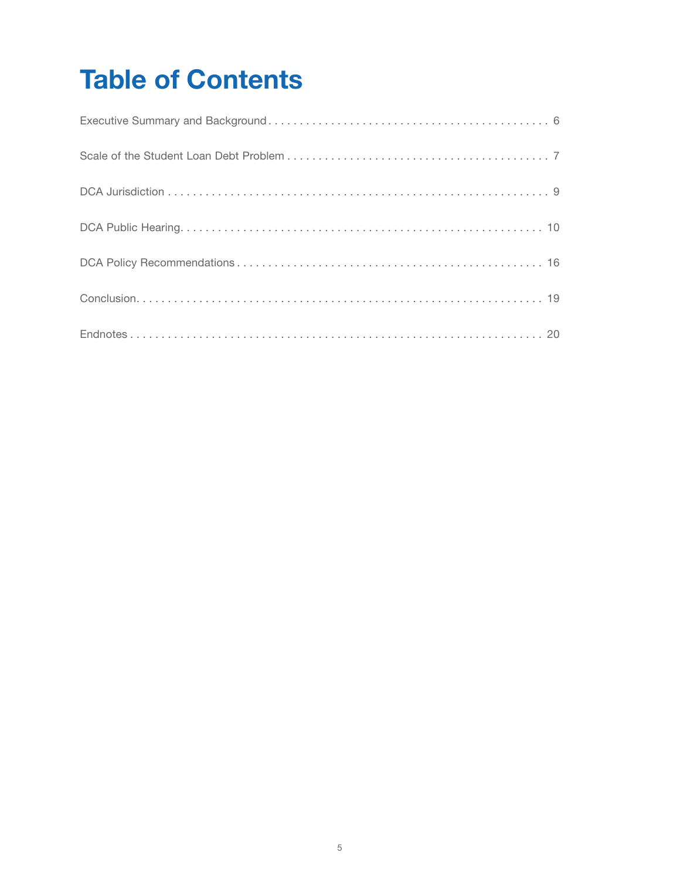# Table of Contents

| Section | Page |
|---|---|
| Executive Summary and Background | 6 |
| Scale of the Student Loan Debt Problem | 7 |
| DCA Jurisdiction | 9 |
| DCA Public Hearing | 10 |
| DCA Policy Recommendations | 16 |
| Conclusion | 19 |
| Endnotes | 20 |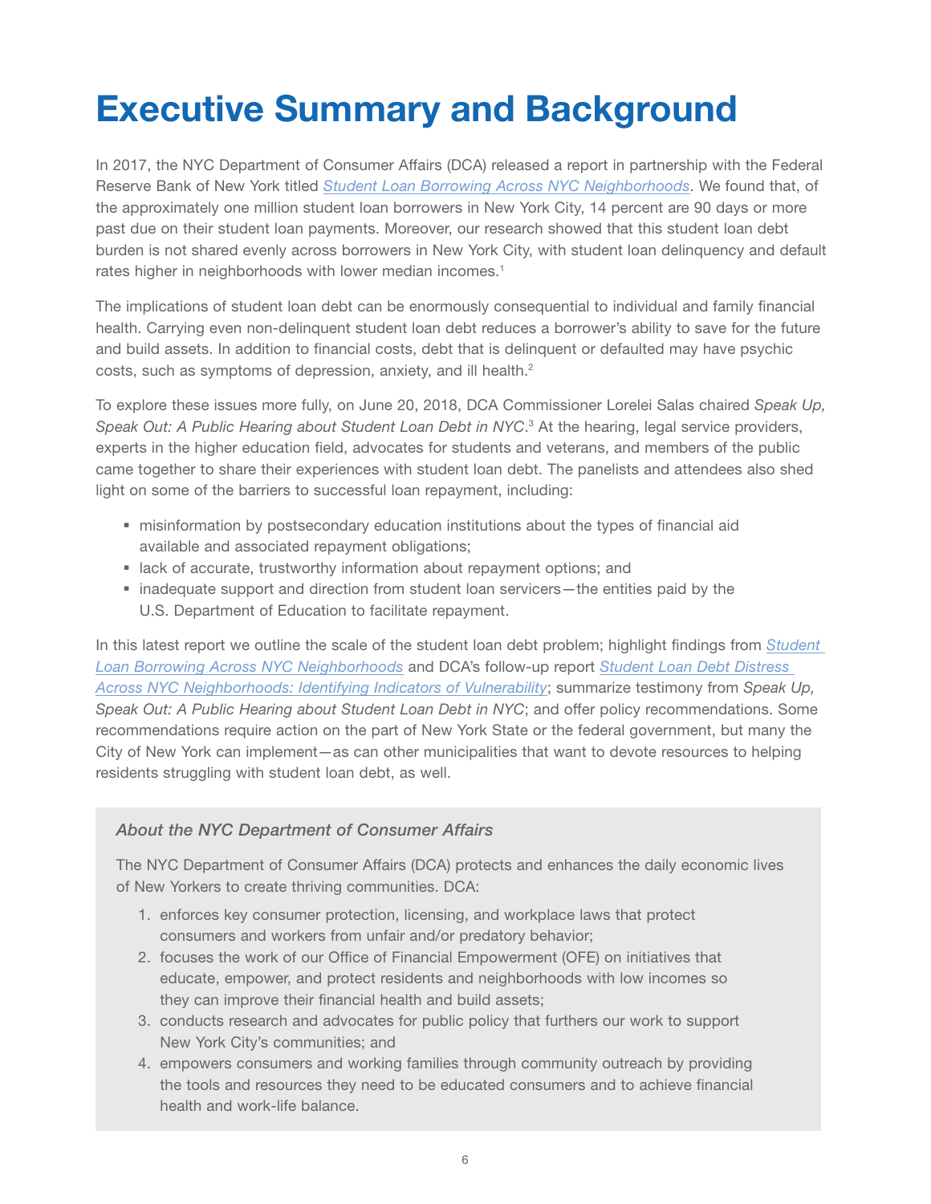# Executive Summary and Background

In 2017, the NYC Department of Consumer Affairs (DCA) released a report in partnership with the Federal Reserve Bank of New York titled *Student Loan Borrowing Across NYC Neighborhoods*. We found that, of the approximately one million student loan borrowers in New York City, 14 percent are 90 days or more past due on their student loan payments. Moreover, our research showed that this student loan debt burden is not shared evenly across borrowers in New York City, with student loan delinquency and default rates higher in neighborhoods with lower median incomes.[1]

The implications of student loan debt can be enormously consequential to individual and family financial health. Carrying even non-delinquent student loan debt reduces a borrower's ability to save for the future and build assets. In addition to financial costs, debt that is delinquent or defaulted may have psychic costs, such as symptoms of depression, anxiety, and ill health.[2]

To explore these issues more fully, on June 20, 2018, DCA Commissioner Lorelei Salas chaired *Speak Up, Speak Out: A Public Hearing about Student Loan Debt in NYC*.[3] At the hearing, legal service providers, experts in the higher education field, advocates for students and veterans, and members of the public came together to share their experiences with student loan debt. The panelists and attendees also shed light on some of the barriers to successful loan repayment, including:

- misinformation by postsecondary education institutions about the types of financial aid available and associated repayment obligations;
- lack of accurate, trustworthy information about repayment options; and
- inadequate support and direction from student loan servicers—the entities paid by the U.S. Department of Education to facilitate repayment.

In this latest report we outline the scale of the student loan debt problem; highlight findings from *Student Loan Borrowing Across NYC Neighborhoods* and DCA's follow-up report *Student Loan Debt Distress Across NYC Neighborhoods: Identifying Indicators of Vulnerability*; summarize testimony from *Speak Up, Speak Out: A Public Hearing about Student Loan Debt in NYC*; and offer policy recommendations. Some recommendations require action on the part of New York State or the federal government, but many the City of New York can implement—as can other municipalities that want to devote resources to helping residents struggling with student loan debt, as well.

### *About the NYC Department of Consumer Affairs*

The NYC Department of Consumer Affairs (DCA) protects and enhances the daily economic lives of New Yorkers to create thriving communities. DCA:

1. enforces key consumer protection, licensing, and workplace laws that protect consumers and workers from unfair and/or predatory behavior;
2. focuses the work of our Office of Financial Empowerment (OFE) on initiatives that educate, empower, and protect residents and neighborhoods with low incomes so they can improve their financial health and build assets;
3. conducts research and advocates for public policy that furthers our work to support New York City's communities; and
4. empowers consumers and working families through community outreach by providing the tools and resources they need to be educated consumers and to achieve financial health and work-life balance.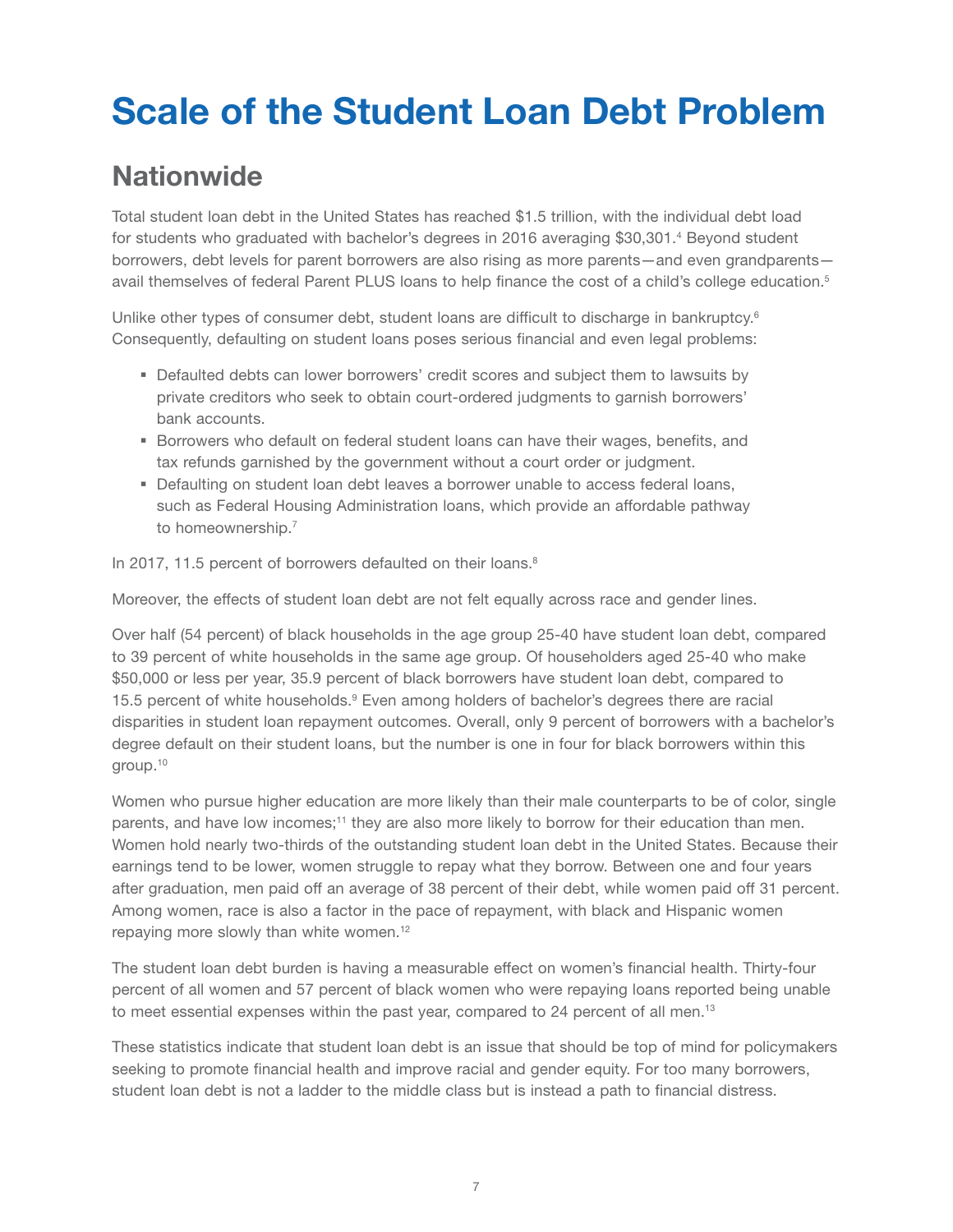# Scale of the Student Loan Debt Problem

## Nationwide

Total student loan debt in the United States has reached $1.5 trillion, with the individual debt load for students who graduated with bachelor's degrees in 2016 averaging $30,301.[4] Beyond student borrowers, debt levels for parent borrowers are also rising as more parents—and even grandparents—avail themselves of federal Parent PLUS loans to help finance the cost of a child's college education.[5]

Unlike other types of consumer debt, student loans are difficult to discharge in bankruptcy.[6] Consequently, defaulting on student loans poses serious financial and even legal problems:

- Defaulted debts can lower borrowers' credit scores and subject them to lawsuits by private creditors who seek to obtain court-ordered judgments to garnish borrowers' bank accounts.
- Borrowers who default on federal student loans can have their wages, benefits, and tax refunds garnished by the government without a court order or judgment.
- Defaulting on student loan debt leaves a borrower unable to access federal loans, such as Federal Housing Administration loans, which provide an affordable pathway to homeownership.[7]

In 2017, 11.5 percent of borrowers defaulted on their loans.[8]

Moreover, the effects of student loan debt are not felt equally across race and gender lines.

Over half (54 percent) of black households in the age group 25-40 have student loan debt, compared to 39 percent of white households in the same age group. Of householders aged 25-40 who make $50,000 or less per year, 35.9 percent of black borrowers have student loan debt, compared to 15.5 percent of white households.[9] Even among holders of bachelor's degrees there are racial disparities in student loan repayment outcomes. Overall, only 9 percent of borrowers with a bachelor's degree default on their student loans, but the number is one in four for black borrowers within this group.[10]

Women who pursue higher education are more likely than their male counterparts to be of color, single parents, and have low incomes;[11] they are also more likely to borrow for their education than men. Women hold nearly two-thirds of the outstanding student loan debt in the United States. Because their earnings tend to be lower, women struggle to repay what they borrow. Between one and four years after graduation, men paid off an average of 38 percent of their debt, while women paid off 31 percent. Among women, race is also a factor in the pace of repayment, with black and Hispanic women repaying more slowly than white women.[12]

The student loan debt burden is having a measurable effect on women's financial health. Thirty-four percent of all women and 57 percent of black women who were repaying loans reported being unable to meet essential expenses within the past year, compared to 24 percent of all men.[13]

These statistics indicate that student loan debt is an issue that should be top of mind for policymakers seeking to promote financial health and improve racial and gender equity. For too many borrowers, student loan debt is not a ladder to the middle class but is instead a path to financial distress.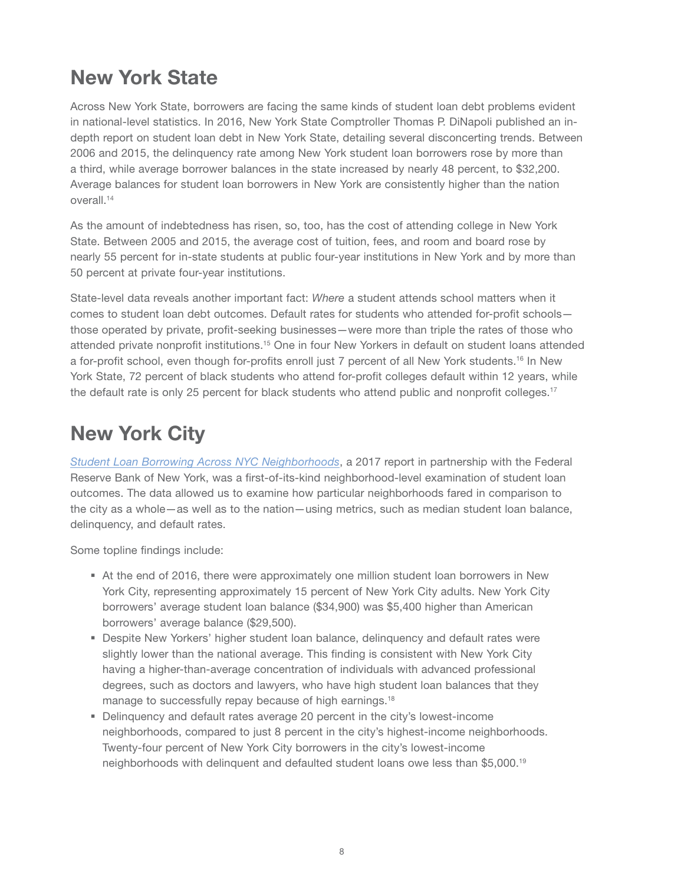# New York State

Across New York State, borrowers are facing the same kinds of student loan debt problems evident in national-level statistics. In 2016, New York State Comptroller Thomas P. DiNapoli published an in-depth report on student loan debt in New York State, detailing several disconcerting trends. Between 2006 and 2015, the delinquency rate among New York student loan borrowers rose by more than a third, while average borrower balances in the state increased by nearly 48 percent, to $32,200. Average balances for student loan borrowers in New York are consistently higher than the nation overall.[14]

As the amount of indebtedness has risen, so, too, has the cost of attending college in New York State. Between 2005 and 2015, the average cost of tuition, fees, and room and board rose by nearly 55 percent for in-state students at public four-year institutions in New York and by more than 50 percent at private four-year institutions.

State-level data reveals another important fact: *Where* a student attends school matters when it comes to student loan debt outcomes. Default rates for students who attended for-profit schools—those operated by private, profit-seeking businesses—were more than triple the rates of those who attended private nonprofit institutions.[15] One in four New Yorkers in default on student loans attended a for-profit school, even though for-profits enroll just 7 percent of all New York students.[16] In New York State, 72 percent of black students who attend for-profit colleges default within 12 years, while the default rate is only 25 percent for black students who attend public and nonprofit colleges.[17]

# New York City

*Student Loan Borrowing Across NYC Neighborhoods*, a 2017 report in partnership with the Federal Reserve Bank of New York, was a first-of-its-kind neighborhood-level examination of student loan outcomes. The data allowed us to examine how particular neighborhoods fared in comparison to the city as a whole—as well as to the nation—using metrics, such as median student loan balance, delinquency, and default rates.

Some topline findings include:

- At the end of 2016, there were approximately one million student loan borrowers in New York City, representing approximately 15 percent of New York City adults. New York City borrowers' average student loan balance ($34,900) was $5,400 higher than American borrowers' average balance ($29,500).
- Despite New Yorkers' higher student loan balance, delinquency and default rates were slightly lower than the national average. This finding is consistent with New York City having a higher-than-average concentration of individuals with advanced professional degrees, such as doctors and lawyers, who have high student loan balances that they manage to successfully repay because of high earnings.[18]
- Delinquency and default rates average 20 percent in the city's lowest-income neighborhoods, compared to just 8 percent in the city's highest-income neighborhoods. Twenty-four percent of New York City borrowers in the city's lowest-income neighborhoods with delinquent and defaulted student loans owe less than $5,000.[19]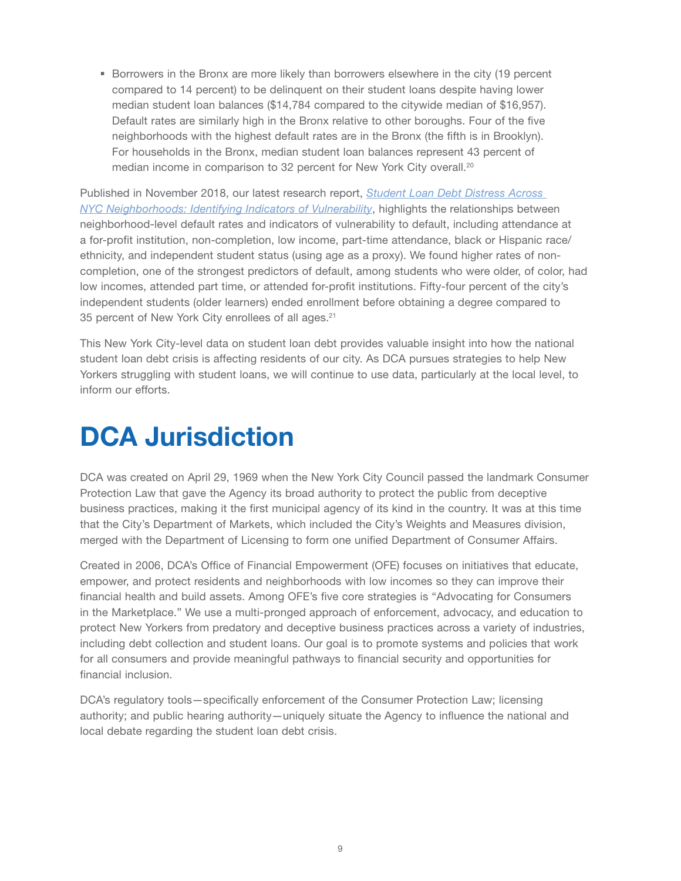- Borrowers in the Bronx are more likely than borrowers elsewhere in the city (19 percent compared to 14 percent) to be delinquent on their student loans despite having lower median student loan balances ($14,784 compared to the citywide median of $16,957). Default rates are similarly high in the Bronx relative to other boroughs. Four of the five neighborhoods with the highest default rates are in the Bronx (the fifth is in Brooklyn). For households in the Bronx, median student loan balances represent 43 percent of median income in comparison to 32 percent for New York City overall.[20]

Published in November 2018, our latest research report, *Student Loan Debt Distress Across NYC Neighborhoods: Identifying Indicators of Vulnerability*, highlights the relationships between neighborhood-level default rates and indicators of vulnerability to default, including attendance at a for-profit institution, non-completion, low income, part-time attendance, black or Hispanic race/ethnicity, and independent student status (using age as a proxy). We found higher rates of non-completion, one of the strongest predictors of default, among students who were older, of color, had low incomes, attended part time, or attended for-profit institutions. Fifty-four percent of the city's independent students (older learners) ended enrollment before obtaining a degree compared to 35 percent of New York City enrollees of all ages.[21]

This New York City-level data on student loan debt provides valuable insight into how the national student loan debt crisis is affecting residents of our city. As DCA pursues strategies to help New Yorkers struggling with student loans, we will continue to use data, particularly at the local level, to inform our efforts.

# DCA Jurisdiction

DCA was created on April 29, 1969 when the New York City Council passed the landmark Consumer Protection Law that gave the Agency its broad authority to protect the public from deceptive business practices, making it the first municipal agency of its kind in the country. It was at this time that the City's Department of Markets, which included the City's Weights and Measures division, merged with the Department of Licensing to form one unified Department of Consumer Affairs.

Created in 2006, DCA's Office of Financial Empowerment (OFE) focuses on initiatives that educate, empower, and protect residents and neighborhoods with low incomes so they can improve their financial health and build assets. Among OFE's five core strategies is "Advocating for Consumers in the Marketplace." We use a multi-pronged approach of enforcement, advocacy, and education to protect New Yorkers from predatory and deceptive business practices across a variety of industries, including debt collection and student loans. Our goal is to promote systems and policies that work for all consumers and provide meaningful pathways to financial security and opportunities for financial inclusion.

DCA's regulatory tools—specifically enforcement of the Consumer Protection Law; licensing authority; and public hearing authority—uniquely situate the Agency to influence the national and local debate regarding the student loan debt crisis.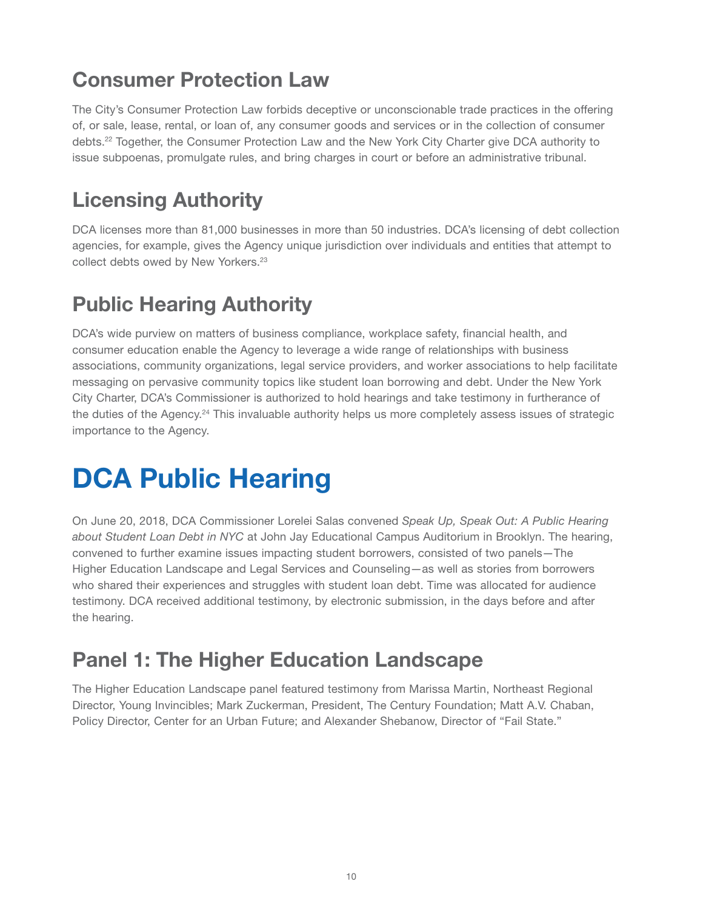## Consumer Protection Law

The City's Consumer Protection Law forbids deceptive or unconscionable trade practices in the offering of, or sale, lease, rental, or loan of, any consumer goods and services or in the collection of consumer debts.[22] Together, the Consumer Protection Law and the New York City Charter give DCA authority to issue subpoenas, promulgate rules, and bring charges in court or before an administrative tribunal.

## Licensing Authority

DCA licenses more than 81,000 businesses in more than 50 industries. DCA's licensing of debt collection agencies, for example, gives the Agency unique jurisdiction over individuals and entities that attempt to collect debts owed by New Yorkers.[23]

## Public Hearing Authority

DCA's wide purview on matters of business compliance, workplace safety, financial health, and consumer education enable the Agency to leverage a wide range of relationships with business associations, community organizations, legal service providers, and worker associations to help facilitate messaging on pervasive community topics like student loan borrowing and debt. Under the New York City Charter, DCA's Commissioner is authorized to hold hearings and take testimony in furtherance of the duties of the Agency.[24] This invaluable authority helps us more completely assess issues of strategic importance to the Agency.

# DCA Public Hearing

On June 20, 2018, DCA Commissioner Lorelei Salas convened *Speak Up, Speak Out: A Public Hearing about Student Loan Debt in NYC* at John Jay Educational Campus Auditorium in Brooklyn. The hearing, convened to further examine issues impacting student borrowers, consisted of two panels—The Higher Education Landscape and Legal Services and Counseling—as well as stories from borrowers who shared their experiences and struggles with student loan debt. Time was allocated for audience testimony. DCA received additional testimony, by electronic submission, in the days before and after the hearing.

## Panel 1: The Higher Education Landscape

The Higher Education Landscape panel featured testimony from Marissa Martin, Northeast Regional Director, Young Invincibles; Mark Zuckerman, President, The Century Foundation; Matt A.V. Chaban, Policy Director, Center for an Urban Future; and Alexander Shebanow, Director of "Fail State."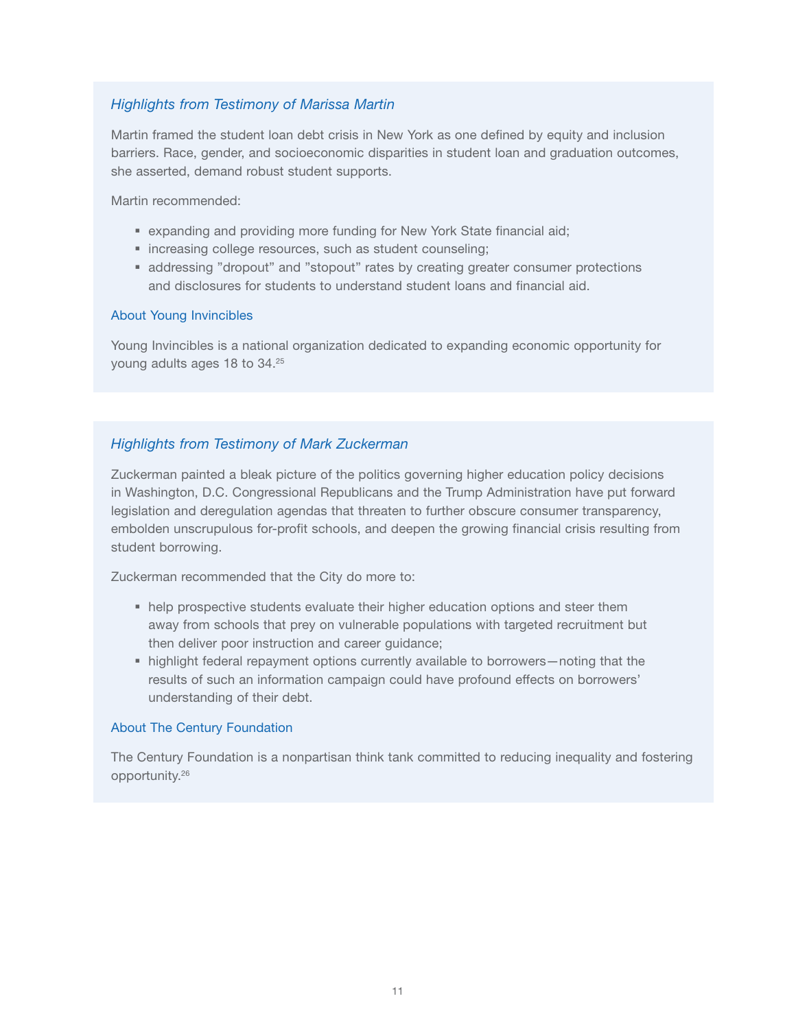### *Highlights from Testimony of Marissa Martin*

Martin framed the student loan debt crisis in New York as one defined by equity and inclusion barriers. Race, gender, and socioeconomic disparities in student loan and graduation outcomes, she asserted, demand robust student supports.

Martin recommended:

- expanding and providing more funding for New York State financial aid;
- increasing college resources, such as student counseling;
- addressing "dropout" and "stopout" rates by creating greater consumer protections and disclosures for students to understand student loans and financial aid.

#### About Young Invincibles

Young Invincibles is a national organization dedicated to expanding economic opportunity for young adults ages 18 to 34.[25]

### *Highlights from Testimony of Mark Zuckerman*

Zuckerman painted a bleak picture of the politics governing higher education policy decisions in Washington, D.C. Congressional Republicans and the Trump Administration have put forward legislation and deregulation agendas that threaten to further obscure consumer transparency, embolden unscrupulous for-profit schools, and deepen the growing financial crisis resulting from student borrowing.

Zuckerman recommended that the City do more to:

- help prospective students evaluate their higher education options and steer them away from schools that prey on vulnerable populations with targeted recruitment but then deliver poor instruction and career guidance;
- highlight federal repayment options currently available to borrowers—noting that the results of such an information campaign could have profound effects on borrowers' understanding of their debt.

#### About The Century Foundation

The Century Foundation is a nonpartisan think tank committed to reducing inequality and fostering opportunity.[26]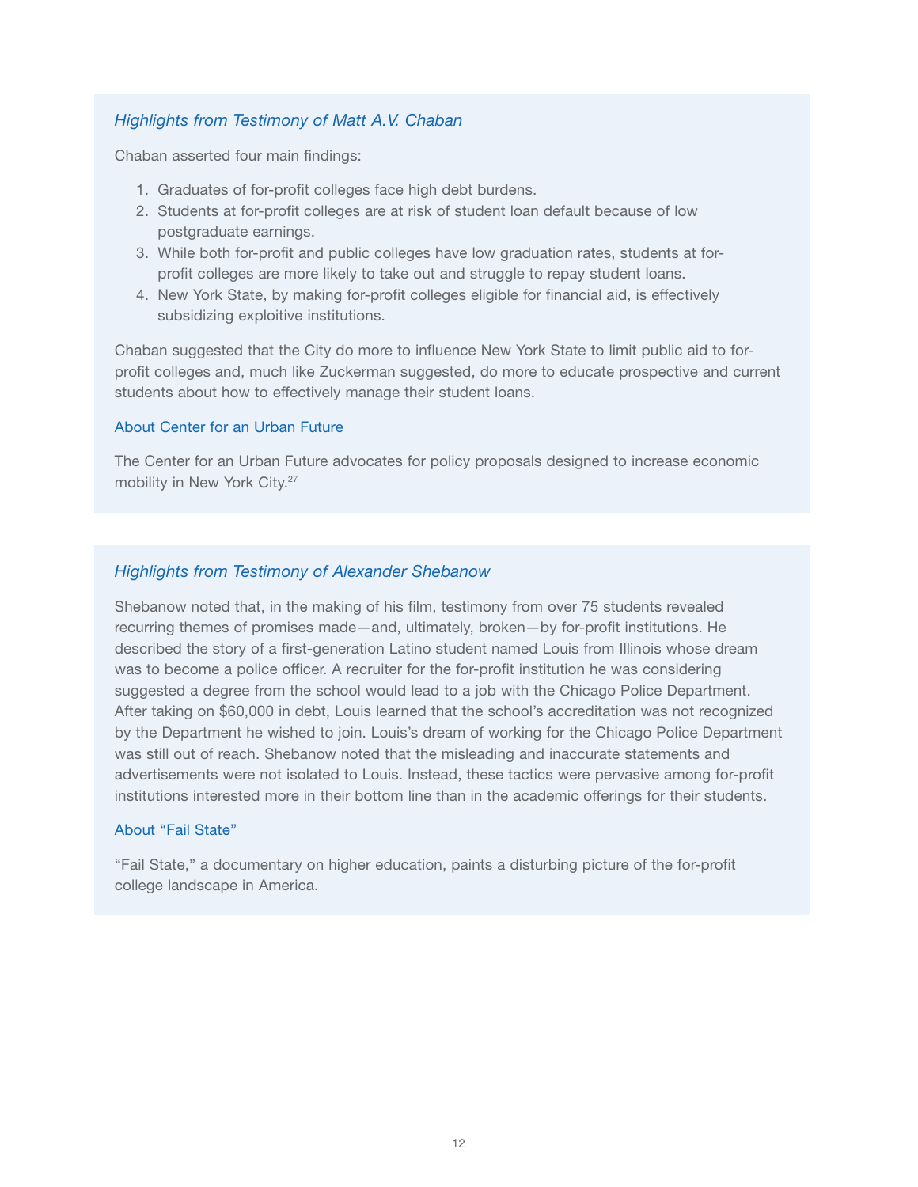### *Highlights from Testimony of Matt A.V. Chaban*

Chaban asserted four main findings:

1. Graduates of for-profit colleges face high debt burdens.
2. Students at for-profit colleges are at risk of student loan default because of low postgraduate earnings.
3. While both for-profit and public colleges have low graduation rates, students at for-profit colleges are more likely to take out and struggle to repay student loans.
4. New York State, by making for-profit colleges eligible for financial aid, is effectively subsidizing exploitive institutions.

Chaban suggested that the City do more to influence New York State to limit public aid to for-profit colleges and, much like Zuckerman suggested, do more to educate prospective and current students about how to effectively manage their student loans.

#### About Center for an Urban Future

The Center for an Urban Future advocates for policy proposals designed to increase economic mobility in New York City.[27]

### *Highlights from Testimony of Alexander Shebanow*

Shebanow noted that, in the making of his film, testimony from over 75 students revealed recurring themes of promises made—and, ultimately, broken—by for-profit institutions. He described the story of a first-generation Latino student named Louis from Illinois whose dream was to become a police officer. A recruiter for the for-profit institution he was considering suggested a degree from the school would lead to a job with the Chicago Police Department. After taking on $60,000 in debt, Louis learned that the school's accreditation was not recognized by the Department he wished to join. Louis's dream of working for the Chicago Police Department was still out of reach. Shebanow noted that the misleading and inaccurate statements and advertisements were not isolated to Louis. Instead, these tactics were pervasive among for-profit institutions interested more in their bottom line than in the academic offerings for their students.

#### About "Fail State"

"Fail State," a documentary on higher education, paints a disturbing picture of the for-profit college landscape in America.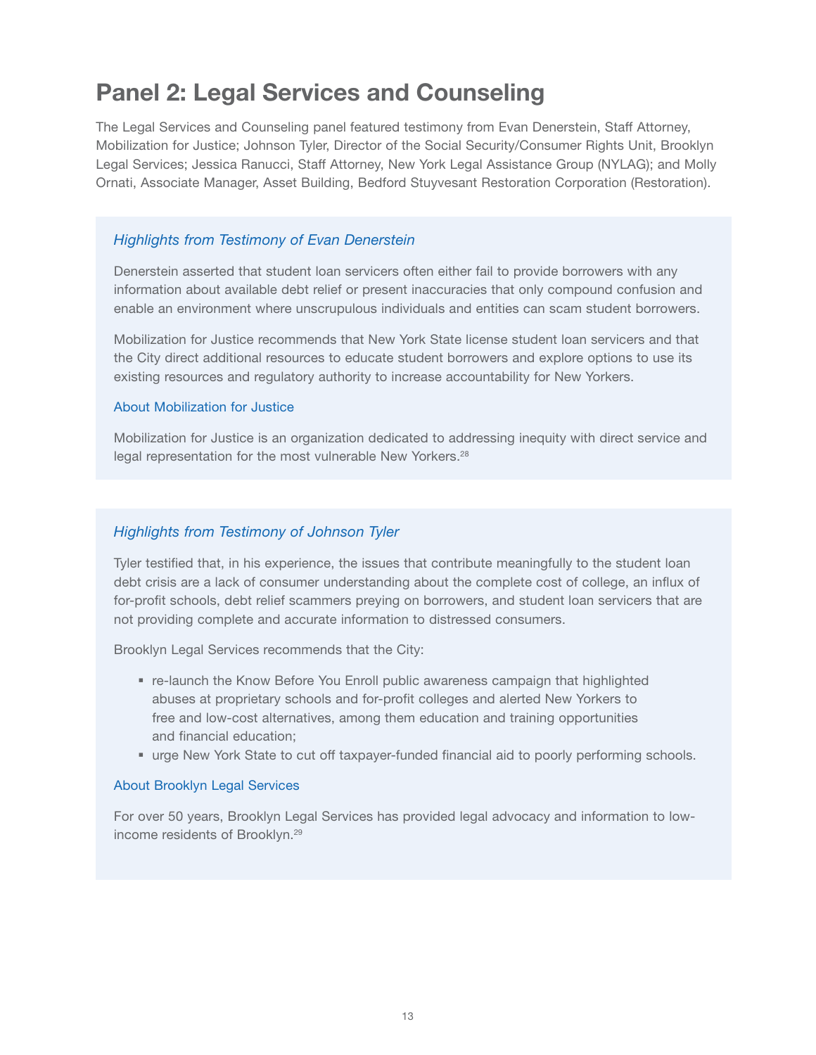## Panel 2: Legal Services and Counseling

The Legal Services and Counseling panel featured testimony from Evan Denerstein, Staff Attorney, Mobilization for Justice; Johnson Tyler, Director of the Social Security/Consumer Rights Unit, Brooklyn Legal Services; Jessica Ranucci, Staff Attorney, New York Legal Assistance Group (NYLAG); and Molly Ornati, Associate Manager, Asset Building, Bedford Stuyvesant Restoration Corporation (Restoration).

### *Highlights from Testimony of Evan Denerstein*

Denerstein asserted that student loan servicers often either fail to provide borrowers with any information about available debt relief or present inaccuracies that only compound confusion and enable an environment where unscrupulous individuals and entities can scam student borrowers.

Mobilization for Justice recommends that New York State license student loan servicers and that the City direct additional resources to educate student borrowers and explore options to use its existing resources and regulatory authority to increase accountability for New Yorkers.

#### About Mobilization for Justice

Mobilization for Justice is an organization dedicated to addressing inequity with direct service and legal representation for the most vulnerable New Yorkers.[28]

### *Highlights from Testimony of Johnson Tyler*

Tyler testified that, in his experience, the issues that contribute meaningfully to the student loan debt crisis are a lack of consumer understanding about the complete cost of college, an influx of for-profit schools, debt relief scammers preying on borrowers, and student loan servicers that are not providing complete and accurate information to distressed consumers.

Brooklyn Legal Services recommends that the City:

- re-launch the Know Before You Enroll public awareness campaign that highlighted abuses at proprietary schools and for-profit colleges and alerted New Yorkers to free and low-cost alternatives, among them education and training opportunities and financial education;
- urge New York State to cut off taxpayer-funded financial aid to poorly performing schools.

#### About Brooklyn Legal Services

For over 50 years, Brooklyn Legal Services has provided legal advocacy and information to low-income residents of Brooklyn.[29]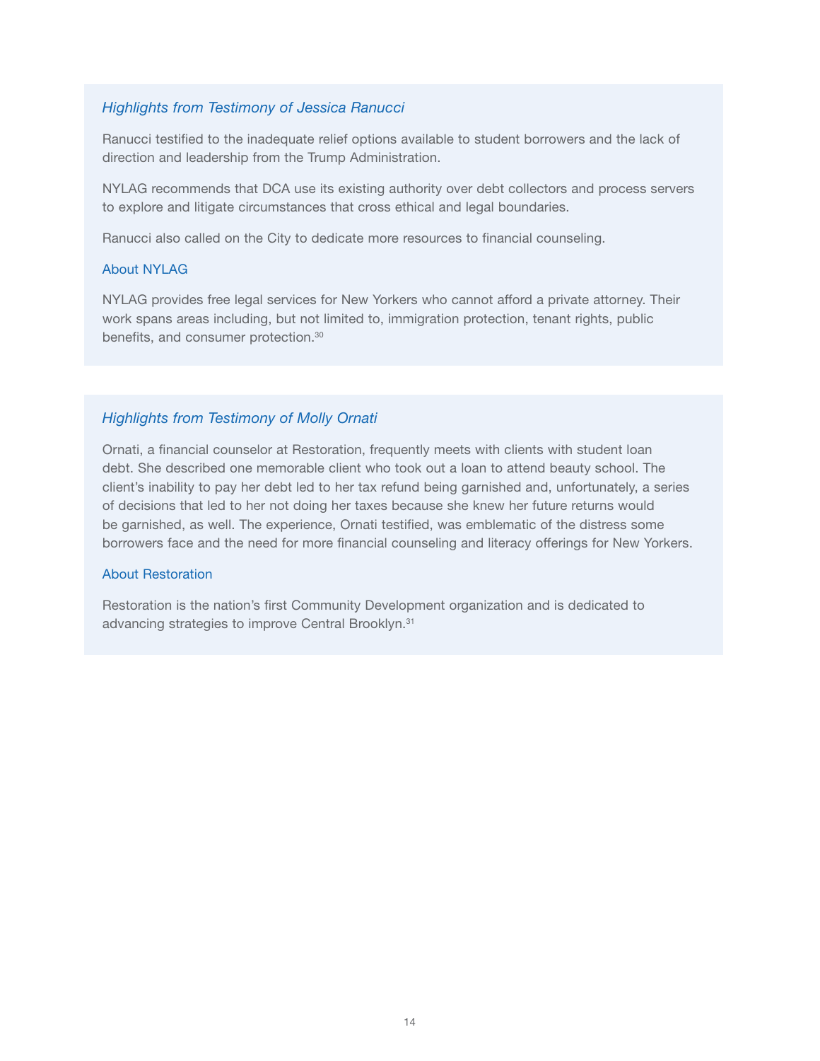### *Highlights from Testimony of Jessica Ranucci*

Ranucci testified to the inadequate relief options available to student borrowers and the lack of direction and leadership from the Trump Administration.

NYLAG recommends that DCA use its existing authority over debt collectors and process servers to explore and litigate circumstances that cross ethical and legal boundaries.

Ranucci also called on the City to dedicate more resources to financial counseling.

#### About NYLAG

NYLAG provides free legal services for New Yorkers who cannot afford a private attorney. Their work spans areas including, but not limited to, immigration protection, tenant rights, public benefits, and consumer protection.[30]

### *Highlights from Testimony of Molly Ornati*

Ornati, a financial counselor at Restoration, frequently meets with clients with student loan debt. She described one memorable client who took out a loan to attend beauty school. The client's inability to pay her debt led to her tax refund being garnished and, unfortunately, a series of decisions that led to her not doing her taxes because she knew her future returns would be garnished, as well. The experience, Ornati testified, was emblematic of the distress some borrowers face and the need for more financial counseling and literacy offerings for New Yorkers.

#### About Restoration

Restoration is the nation's first Community Development organization and is dedicated to advancing strategies to improve Central Brooklyn.[31]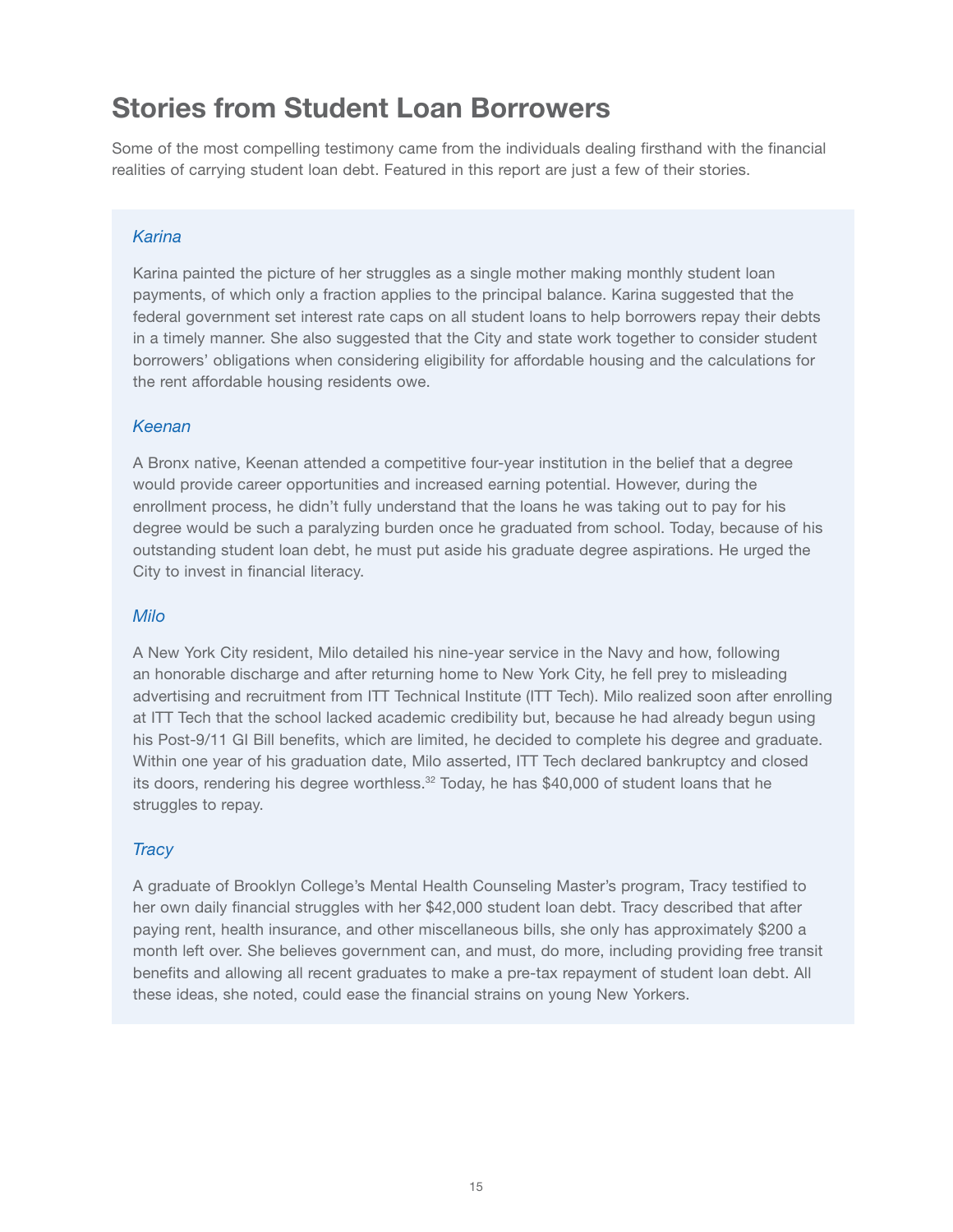# Stories from Student Loan Borrowers

Some of the most compelling testimony came from the individuals dealing firsthand with the financial realities of carrying student loan debt. Featured in this report are just a few of their stories.

### *Karina*

Karina painted the picture of her struggles as a single mother making monthly student loan payments, of which only a fraction applies to the principal balance. Karina suggested that the federal government set interest rate caps on all student loans to help borrowers repay their debts in a timely manner. She also suggested that the City and state work together to consider student borrowers' obligations when considering eligibility for affordable housing and the calculations for the rent affordable housing residents owe.

### *Keenan*

A Bronx native, Keenan attended a competitive four-year institution in the belief that a degree would provide career opportunities and increased earning potential. However, during the enrollment process, he didn't fully understand that the loans he was taking out to pay for his degree would be such a paralyzing burden once he graduated from school. Today, because of his outstanding student loan debt, he must put aside his graduate degree aspirations. He urged the City to invest in financial literacy.

### *Milo*

A New York City resident, Milo detailed his nine-year service in the Navy and how, following an honorable discharge and after returning home to New York City, he fell prey to misleading advertising and recruitment from ITT Technical Institute (ITT Tech). Milo realized soon after enrolling at ITT Tech that the school lacked academic credibility but, because he had already begun using his Post-9/11 GI Bill benefits, which are limited, he decided to complete his degree and graduate. Within one year of his graduation date, Milo asserted, ITT Tech declared bankruptcy and closed its doors, rendering his degree worthless.[32] Today, he has $40,000 of student loans that he struggles to repay.

### *Tracy*

A graduate of Brooklyn College's Mental Health Counseling Master's program, Tracy testified to her own daily financial struggles with her $42,000 student loan debt. Tracy described that after paying rent, health insurance, and other miscellaneous bills, she only has approximately $200 a month left over. She believes government can, and must, do more, including providing free transit benefits and allowing all recent graduates to make a pre-tax repayment of student loan debt. All these ideas, she noted, could ease the financial strains on young New Yorkers.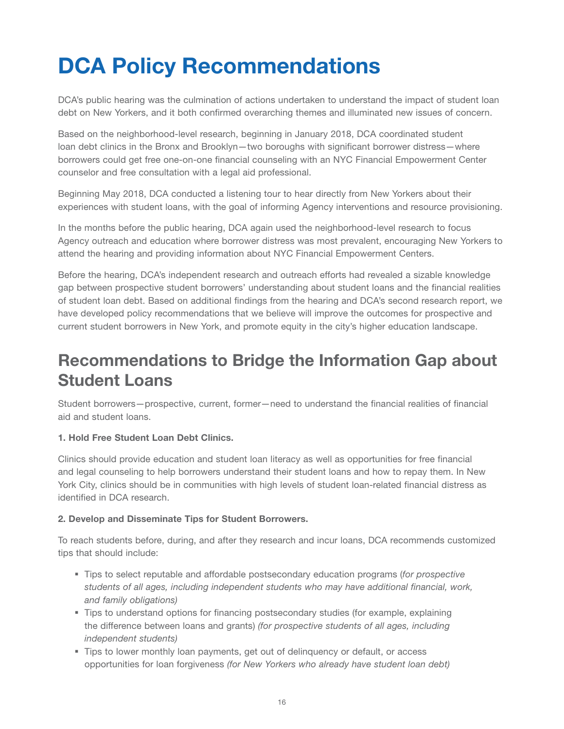# DCA Policy Recommendations

DCA's public hearing was the culmination of actions undertaken to understand the impact of student loan debt on New Yorkers, and it both confirmed overarching themes and illuminated new issues of concern.

Based on the neighborhood-level research, beginning in January 2018, DCA coordinated student loan debt clinics in the Bronx and Brooklyn—two boroughs with significant borrower distress—where borrowers could get free one-on-one financial counseling with an NYC Financial Empowerment Center counselor and free consultation with a legal aid professional.

Beginning May 2018, DCA conducted a listening tour to hear directly from New Yorkers about their experiences with student loans, with the goal of informing Agency interventions and resource provisioning.

In the months before the public hearing, DCA again used the neighborhood-level research to focus Agency outreach and education where borrower distress was most prevalent, encouraging New Yorkers to attend the hearing and providing information about NYC Financial Empowerment Centers.

Before the hearing, DCA's independent research and outreach efforts had revealed a sizable knowledge gap between prospective student borrowers' understanding about student loans and the financial realities of student loan debt. Based on additional findings from the hearing and DCA's second research report, we have developed policy recommendations that we believe will improve the outcomes for prospective and current student borrowers in New York, and promote equity in the city's higher education landscape.

## Recommendations to Bridge the Information Gap about Student Loans

Student borrowers—prospective, current, former—need to understand the financial realities of financial aid and student loans.

**1. Hold Free Student Loan Debt Clinics.**

Clinics should provide education and student loan literacy as well as opportunities for free financial and legal counseling to help borrowers understand their student loans and how to repay them. In New York City, clinics should be in communities with high levels of student loan-related financial distress as identified in DCA research.

**2. Develop and Disseminate Tips for Student Borrowers.**

To reach students before, during, and after they research and incur loans, DCA recommends customized tips that should include:

- Tips to select reputable and affordable postsecondary education programs (*for prospective students of all ages, including independent students who may have additional financial, work, and family obligations)*
- Tips to understand options for financing postsecondary studies (for example, explaining the difference between loans and grants) *(for prospective students of all ages, including independent students)*
- Tips to lower monthly loan payments, get out of delinquency or default, or access opportunities for loan forgiveness *(for New Yorkers who already have student loan debt)*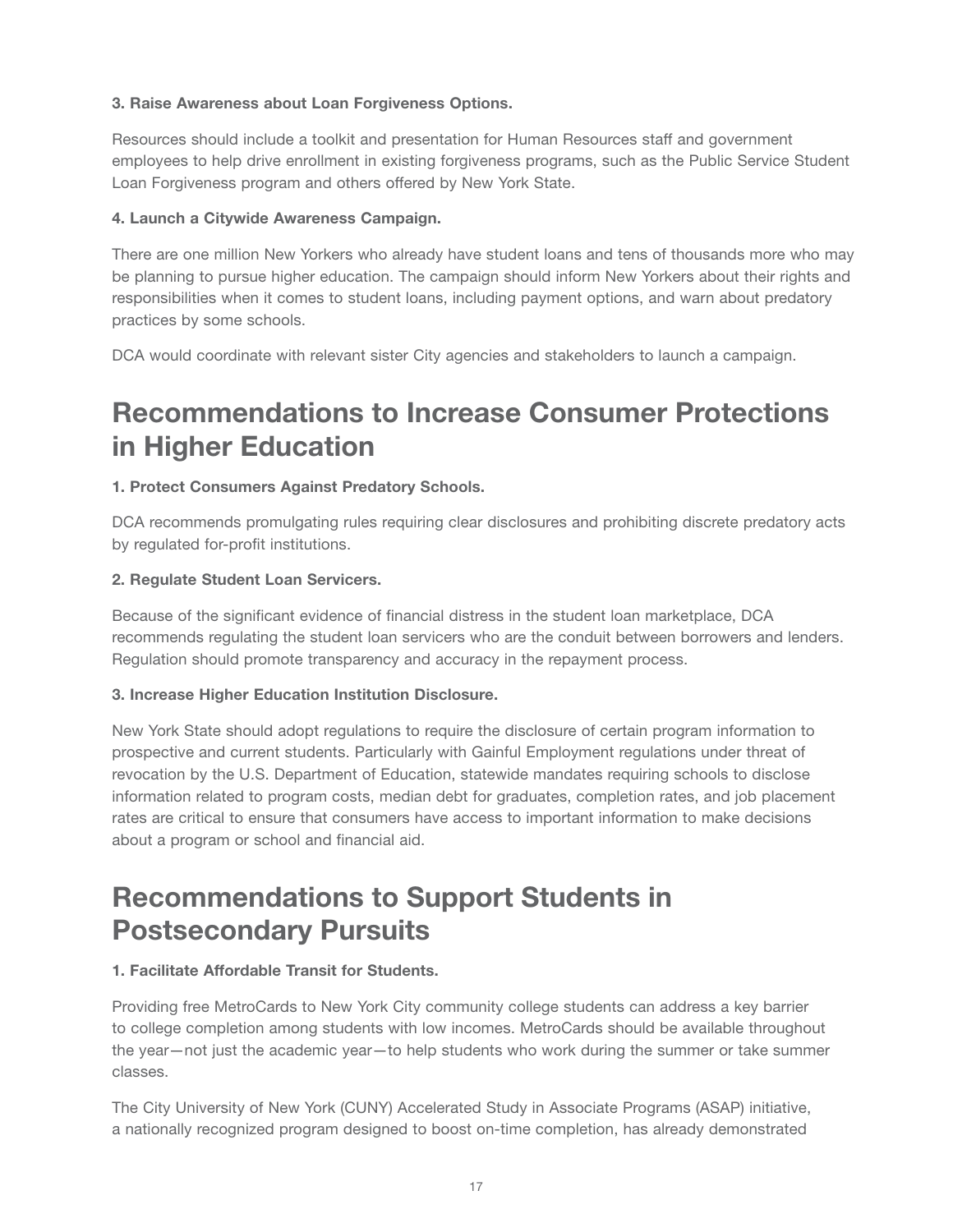**3. Raise Awareness about Loan Forgiveness Options.**

Resources should include a toolkit and presentation for Human Resources staff and government employees to help drive enrollment in existing forgiveness programs, such as the Public Service Student Loan Forgiveness program and others offered by New York State.

**4. Launch a Citywide Awareness Campaign.**

There are one million New Yorkers who already have student loans and tens of thousands more who may be planning to pursue higher education. The campaign should inform New Yorkers about their rights and responsibilities when it comes to student loans, including payment options, and warn about predatory practices by some schools.

DCA would coordinate with relevant sister City agencies and stakeholders to launch a campaign.

## Recommendations to Increase Consumer Protections in Higher Education

**1. Protect Consumers Against Predatory Schools.**

DCA recommends promulgating rules requiring clear disclosures and prohibiting discrete predatory acts by regulated for-profit institutions.

**2. Regulate Student Loan Servicers.**

Because of the significant evidence of financial distress in the student loan marketplace, DCA recommends regulating the student loan servicers who are the conduit between borrowers and lenders. Regulation should promote transparency and accuracy in the repayment process.

**3. Increase Higher Education Institution Disclosure.**

New York State should adopt regulations to require the disclosure of certain program information to prospective and current students. Particularly with Gainful Employment regulations under threat of revocation by the U.S. Department of Education, statewide mandates requiring schools to disclose information related to program costs, median debt for graduates, completion rates, and job placement rates are critical to ensure that consumers have access to important information to make decisions about a program or school and financial aid.

## Recommendations to Support Students in Postsecondary Pursuits

**1. Facilitate Affordable Transit for Students.**

Providing free MetroCards to New York City community college students can address a key barrier to college completion among students with low incomes. MetroCards should be available throughout the year—not just the academic year—to help students who work during the summer or take summer classes.

The City University of New York (CUNY) Accelerated Study in Associate Programs (ASAP) initiative, a nationally recognized program designed to boost on-time completion, has already demonstrated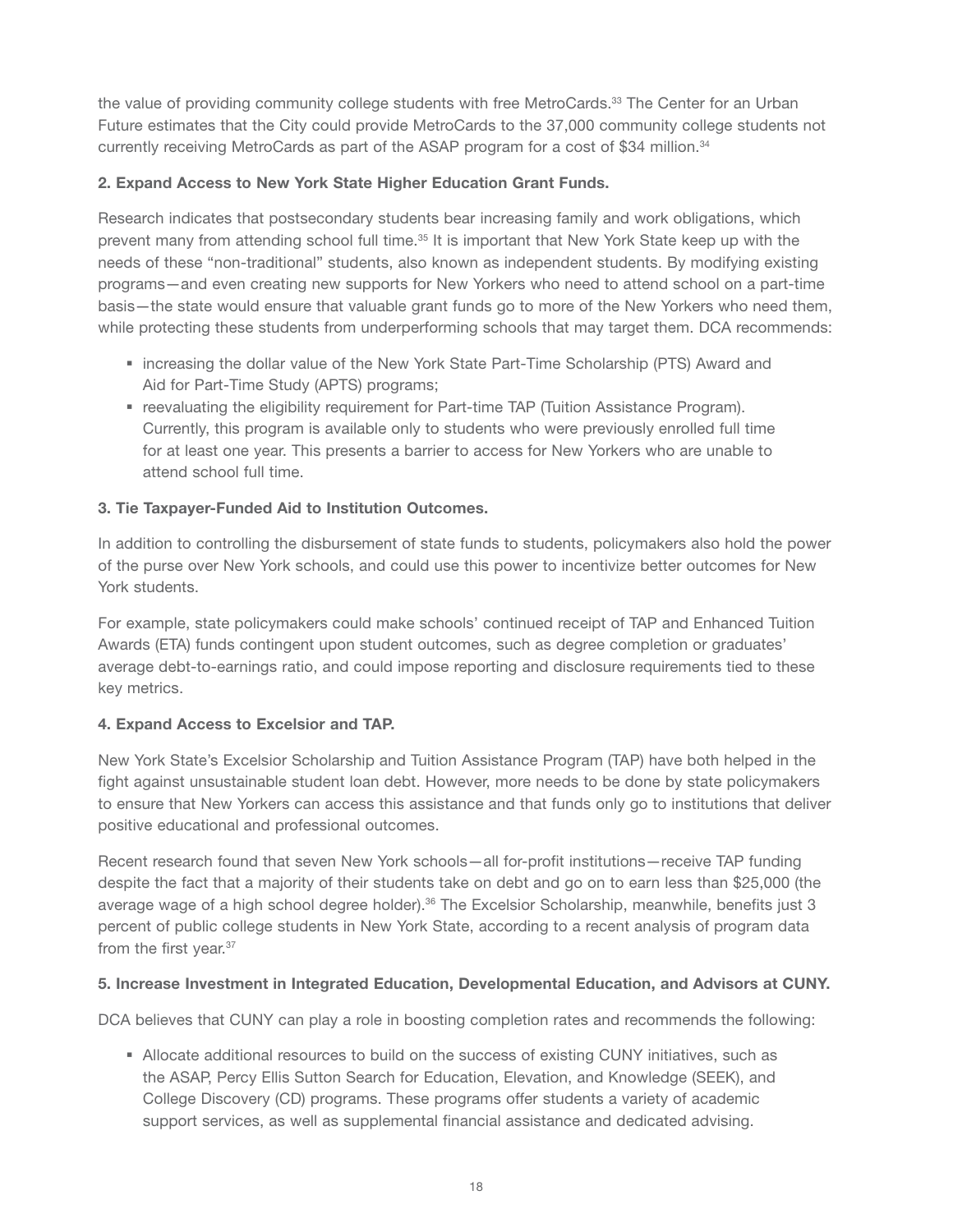the value of providing community college students with free MetroCards.[33] The Center for an Urban Future estimates that the City could provide MetroCards to the 37,000 community college students not currently receiving MetroCards as part of the ASAP program for a cost of $34 million.[34]

**2. Expand Access to New York State Higher Education Grant Funds.**

Research indicates that postsecondary students bear increasing family and work obligations, which prevent many from attending school full time.[35] It is important that New York State keep up with the needs of these "non-traditional" students, also known as independent students. By modifying existing programs—and even creating new supports for New Yorkers who need to attend school on a part-time basis—the state would ensure that valuable grant funds go to more of the New Yorkers who need them, while protecting these students from underperforming schools that may target them. DCA recommends:

- increasing the dollar value of the New York State Part-Time Scholarship (PTS) Award and Aid for Part-Time Study (APTS) programs;
- reevaluating the eligibility requirement for Part-time TAP (Tuition Assistance Program). Currently, this program is available only to students who were previously enrolled full time for at least one year. This presents a barrier to access for New Yorkers who are unable to attend school full time.

**3. Tie Taxpayer-Funded Aid to Institution Outcomes.**

In addition to controlling the disbursement of state funds to students, policymakers also hold the power of the purse over New York schools, and could use this power to incentivize better outcomes for New York students.

For example, state policymakers could make schools' continued receipt of TAP and Enhanced Tuition Awards (ETA) funds contingent upon student outcomes, such as degree completion or graduates' average debt-to-earnings ratio, and could impose reporting and disclosure requirements tied to these key metrics.

**4. Expand Access to Excelsior and TAP.**

New York State's Excelsior Scholarship and Tuition Assistance Program (TAP) have both helped in the fight against unsustainable student loan debt. However, more needs to be done by state policymakers to ensure that New Yorkers can access this assistance and that funds only go to institutions that deliver positive educational and professional outcomes.

Recent research found that seven New York schools—all for-profit institutions—receive TAP funding despite the fact that a majority of their students take on debt and go on to earn less than $25,000 (the average wage of a high school degree holder).[36] The Excelsior Scholarship, meanwhile, benefits just 3 percent of public college students in New York State, according to a recent analysis of program data from the first year.[37]

**5. Increase Investment in Integrated Education, Developmental Education, and Advisors at CUNY.**

DCA believes that CUNY can play a role in boosting completion rates and recommends the following:

- Allocate additional resources to build on the success of existing CUNY initiatives, such as the ASAP, Percy Ellis Sutton Search for Education, Elevation, and Knowledge (SEEK), and College Discovery (CD) programs. These programs offer students a variety of academic support services, as well as supplemental financial assistance and dedicated advising.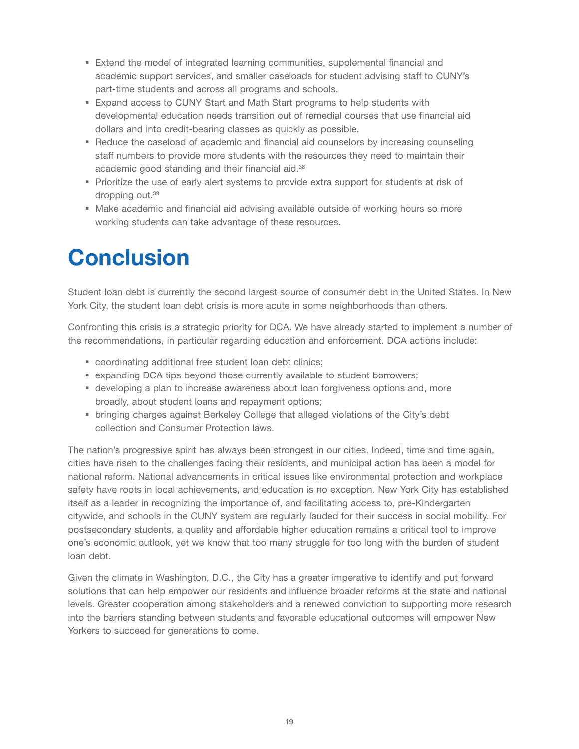- Extend the model of integrated learning communities, supplemental financial and academic support services, and smaller caseloads for student advising staff to CUNY's part-time students and across all programs and schools.
- Expand access to CUNY Start and Math Start programs to help students with developmental education needs transition out of remedial courses that use financial aid dollars and into credit-bearing classes as quickly as possible.
- Reduce the caseload of academic and financial aid counselors by increasing counseling staff numbers to provide more students with the resources they need to maintain their academic good standing and their financial aid.[38]
- Prioritize the use of early alert systems to provide extra support for students at risk of dropping out.[39]
- Make academic and financial aid advising available outside of working hours so more working students can take advantage of these resources.

# Conclusion

Student loan debt is currently the second largest source of consumer debt in the United States. In New York City, the student loan debt crisis is more acute in some neighborhoods than others.

Confronting this crisis is a strategic priority for DCA. We have already started to implement a number of the recommendations, in particular regarding education and enforcement. DCA actions include:

- coordinating additional free student loan debt clinics;
- expanding DCA tips beyond those currently available to student borrowers;
- developing a plan to increase awareness about loan forgiveness options and, more broadly, about student loans and repayment options;
- bringing charges against Berkeley College that alleged violations of the City's debt collection and Consumer Protection laws.

The nation's progressive spirit has always been strongest in our cities. Indeed, time and time again, cities have risen to the challenges facing their residents, and municipal action has been a model for national reform. National advancements in critical issues like environmental protection and workplace safety have roots in local achievements, and education is no exception. New York City has established itself as a leader in recognizing the importance of, and facilitating access to, pre-Kindergarten citywide, and schools in the CUNY system are regularly lauded for their success in social mobility. For postsecondary students, a quality and affordable higher education remains a critical tool to improve one's economic outlook, yet we know that too many struggle for too long with the burden of student loan debt.

Given the climate in Washington, D.C., the City has a greater imperative to identify and put forward solutions that can help empower our residents and influence broader reforms at the state and national levels. Greater cooperation among stakeholders and a renewed conviction to supporting more research into the barriers standing between students and favorable educational outcomes will empower New Yorkers to succeed for generations to come.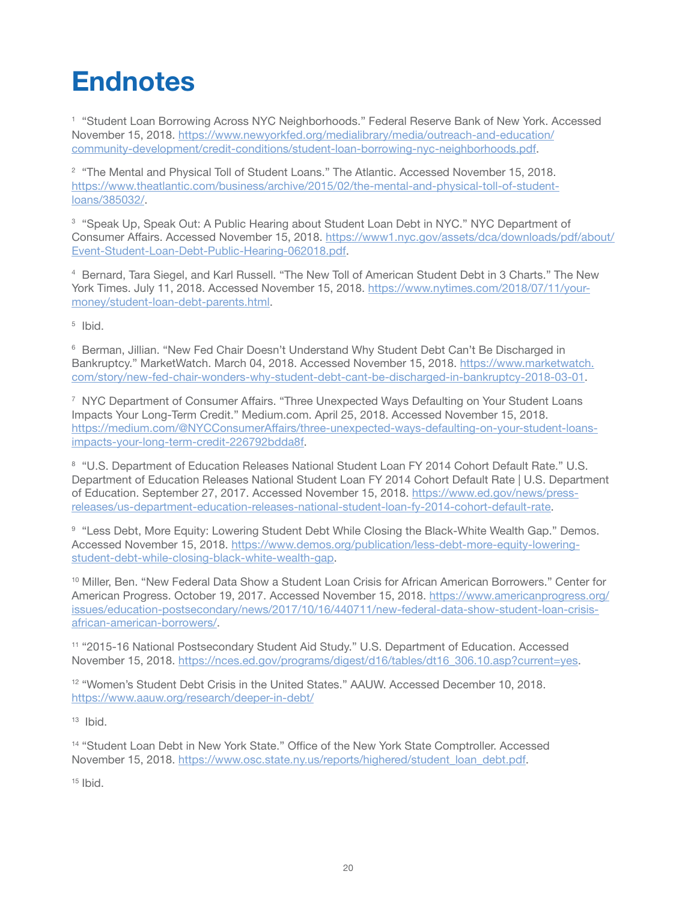# Endnotes

[1] "Student Loan Borrowing Across NYC Neighborhoods." Federal Reserve Bank of New York. Accessed November 15, 2018. https://www.newyorkfed.org/medialibrary/media/outreach-and-education/community-development/credit-conditions/student-loan-borrowing-nyc-neighborhoods.pdf.

[2] "The Mental and Physical Toll of Student Loans." The Atlantic. Accessed November 15, 2018. https://www.theatlantic.com/business/archive/2015/02/the-mental-and-physical-toll-of-student-loans/385032/.

[3] "Speak Up, Speak Out: A Public Hearing about Student Loan Debt in NYC." NYC Department of Consumer Affairs. Accessed November 15, 2018. https://www1.nyc.gov/assets/dca/downloads/pdf/about/Event-Student-Loan-Debt-Public-Hearing-062018.pdf.

[4] Bernard, Tara Siegel, and Karl Russell. "The New Toll of American Student Debt in 3 Charts." The New York Times. July 11, 2018. Accessed November 15, 2018. https://www.nytimes.com/2018/07/11/your-money/student-loan-debt-parents.html.

[5] Ibid.

[6] Berman, Jillian. "New Fed Chair Doesn't Understand Why Student Debt Can't Be Discharged in Bankruptcy." MarketWatch. March 04, 2018. Accessed November 15, 2018. https://www.marketwatch.com/story/new-fed-chair-wonders-why-student-debt-cant-be-discharged-in-bankruptcy-2018-03-01.

[7] NYC Department of Consumer Affairs. "Three Unexpected Ways Defaulting on Your Student Loans Impacts Your Long-Term Credit." Medium.com. April 25, 2018. Accessed November 15, 2018. https://medium.com/@NYCConsumerAffairs/three-unexpected-ways-defaulting-on-your-student-loans-impacts-your-long-term-credit-226792bdda8f.

[8] "U.S. Department of Education Releases National Student Loan FY 2014 Cohort Default Rate." U.S. Department of Education Releases National Student Loan FY 2014 Cohort Default Rate | U.S. Department of Education. September 27, 2017. Accessed November 15, 2018. https://www.ed.gov/news/press-releases/us-department-education-releases-national-student-loan-fy-2014-cohort-default-rate.

[9] "Less Debt, More Equity: Lowering Student Debt While Closing the Black-White Wealth Gap." Demos. Accessed November 15, 2018. https://www.demos.org/publication/less-debt-more-equity-lowering-student-debt-while-closing-black-white-wealth-gap.

[10] Miller, Ben. "New Federal Data Show a Student Loan Crisis for African American Borrowers." Center for American Progress. October 19, 2017. Accessed November 15, 2018. https://www.americanprogress.org/issues/education-postsecondary/news/2017/10/16/440711/new-federal-data-show-student-loan-crisis-african-american-borrowers/.

[11] "2015-16 National Postsecondary Student Aid Study." U.S. Department of Education. Accessed November 15, 2018. https://nces.ed.gov/programs/digest/d16/tables/dt16_306.10.asp?current=yes.

[12] "Women's Student Debt Crisis in the United States." AAUW. Accessed December 10, 2018. https://www.aauw.org/research/deeper-in-debt/

[13] Ibid.

[14] "Student Loan Debt in New York State." Office of the New York State Comptroller. Accessed November 15, 2018. https://www.osc.state.ny.us/reports/highered/student_loan_debt.pdf.

[15] Ibid.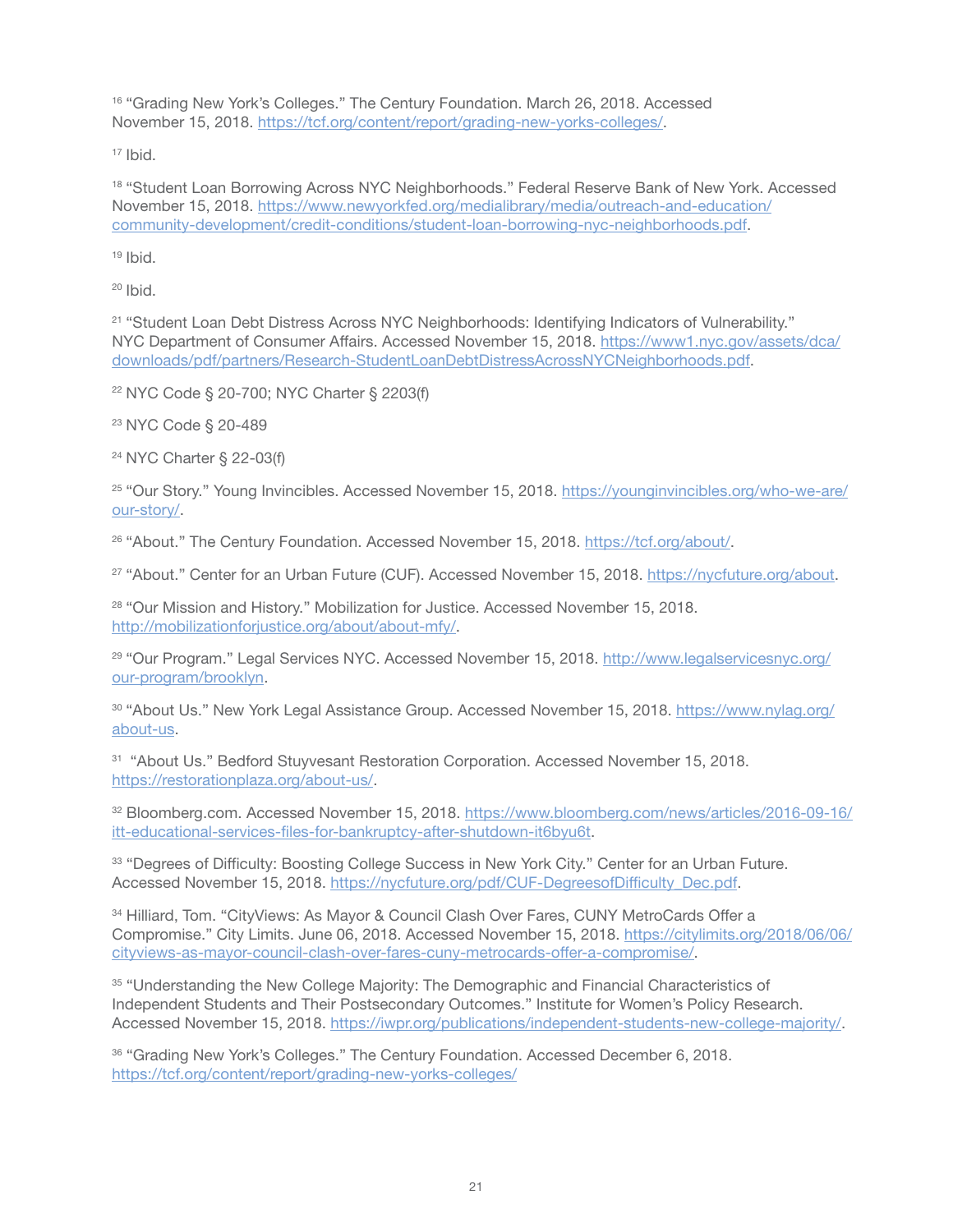[16] "Grading New York's Colleges." The Century Foundation. March 26, 2018. Accessed November 15, 2018. https://tcf.org/content/report/grading-new-yorks-colleges/.

[17] Ibid.

[18] "Student Loan Borrowing Across NYC Neighborhoods." Federal Reserve Bank of New York. Accessed November 15, 2018. https://www.newyorkfed.org/medialibrary/media/outreach-and-education/community-development/credit-conditions/student-loan-borrowing-nyc-neighborhoods.pdf.

[19] Ibid.

[20] Ibid.

[21] "Student Loan Debt Distress Across NYC Neighborhoods: Identifying Indicators of Vulnerability." NYC Department of Consumer Affairs. Accessed November 15, 2018. https://www1.nyc.gov/assets/dca/downloads/pdf/partners/Research-StudentLoanDebtDistressAcrossNYCNeighborhoods.pdf.

[22] NYC Code § 20-700; NYC Charter § 2203(f)

[23] NYC Code § 20-489

[24] NYC Charter § 22-03(f)

[25] "Our Story." Young Invincibles. Accessed November 15, 2018. https://younginvincibles.org/who-we-are/our-story/.

[26] "About." The Century Foundation. Accessed November 15, 2018. https://tcf.org/about/.

[27] "About." Center for an Urban Future (CUF). Accessed November 15, 2018. https://nycfuture.org/about.

[28] "Our Mission and History." Mobilization for Justice. Accessed November 15, 2018. http://mobilizationforjustice.org/about/about-mfy/.

[29] "Our Program." Legal Services NYC. Accessed November 15, 2018. http://www.legalservicesnyc.org/our-program/brooklyn.

[30] "About Us." New York Legal Assistance Group. Accessed November 15, 2018. https://www.nylag.org/about-us.

[31] "About Us." Bedford Stuyvesant Restoration Corporation. Accessed November 15, 2018. https://restorationplaza.org/about-us/.

[32] Bloomberg.com. Accessed November 15, 2018. https://www.bloomberg.com/news/articles/2016-09-16/itt-educational-services-files-for-bankruptcy-after-shutdown-it6byu6t.

[33] "Degrees of Difficulty: Boosting College Success in New York City." Center for an Urban Future. Accessed November 15, 2018. https://nycfuture.org/pdf/CUF-DegreesofDifficulty_Dec.pdf.

[34] Hilliard, Tom. "CityViews: As Mayor & Council Clash Over Fares, CUNY MetroCards Offer a Compromise." City Limits. June 06, 2018. Accessed November 15, 2018. https://citylimits.org/2018/06/06/cityviews-as-mayor-council-clash-over-fares-cuny-metrocards-offer-a-compromise/.

[35] "Understanding the New College Majority: The Demographic and Financial Characteristics of Independent Students and Their Postsecondary Outcomes." Institute for Women's Policy Research. Accessed November 15, 2018. https://iwpr.org/publications/independent-students-new-college-majority/.

[36] "Grading New York's Colleges." The Century Foundation. Accessed December 6, 2018. https://tcf.org/content/report/grading-new-yorks-colleges/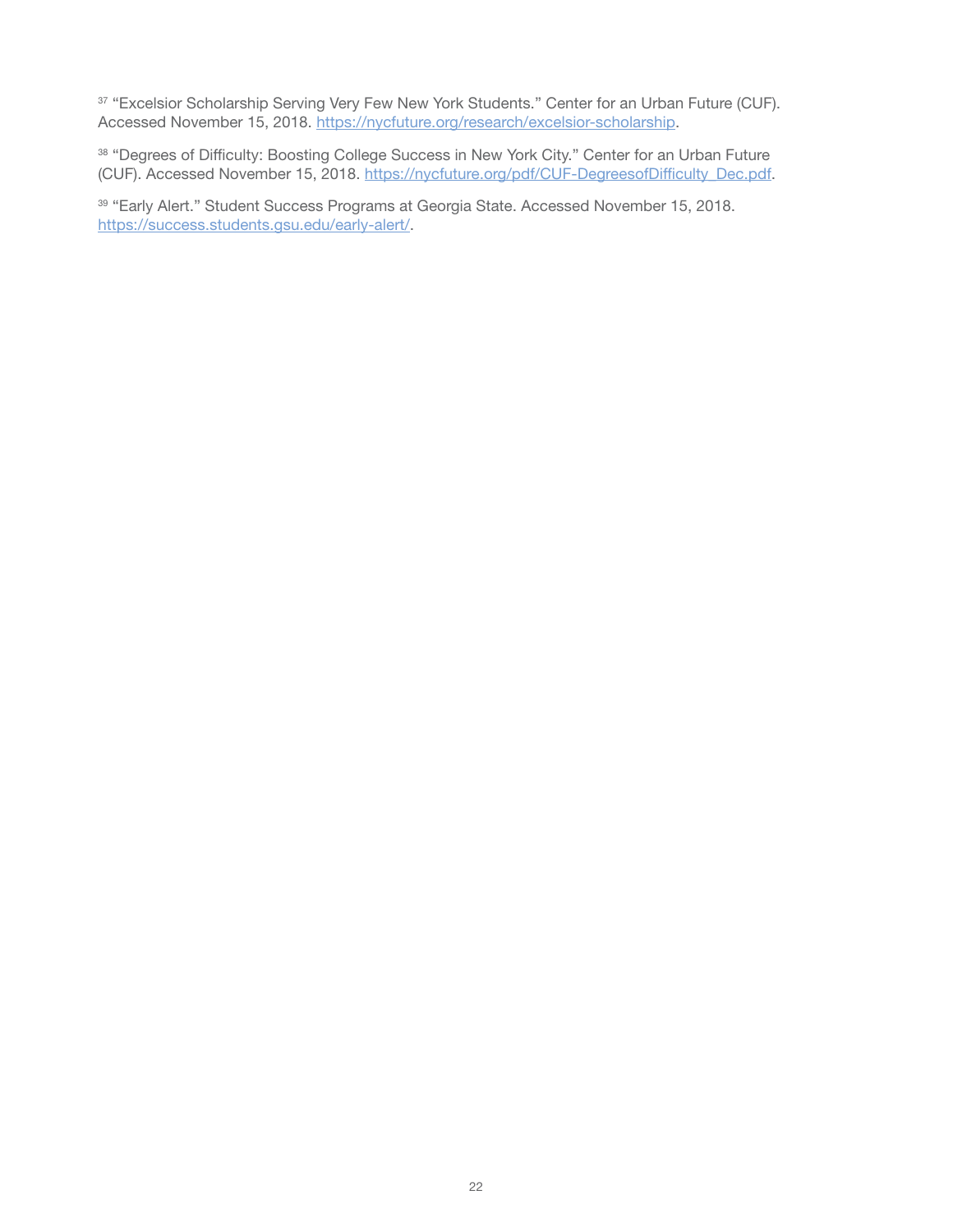[37] "Excelsior Scholarship Serving Very Few New York Students." Center for an Urban Future (CUF). Accessed November 15, 2018. https://nycfuture.org/research/excelsior-scholarship.

[38] "Degrees of Difficulty: Boosting College Success in New York City." Center for an Urban Future (CUF). Accessed November 15, 2018. https://nycfuture.org/pdf/CUF-DegreesofDifficulty_Dec.pdf.

[39] "Early Alert." Student Success Programs at Georgia State. Accessed November 15, 2018. https://success.students.gsu.edu/early-alert/.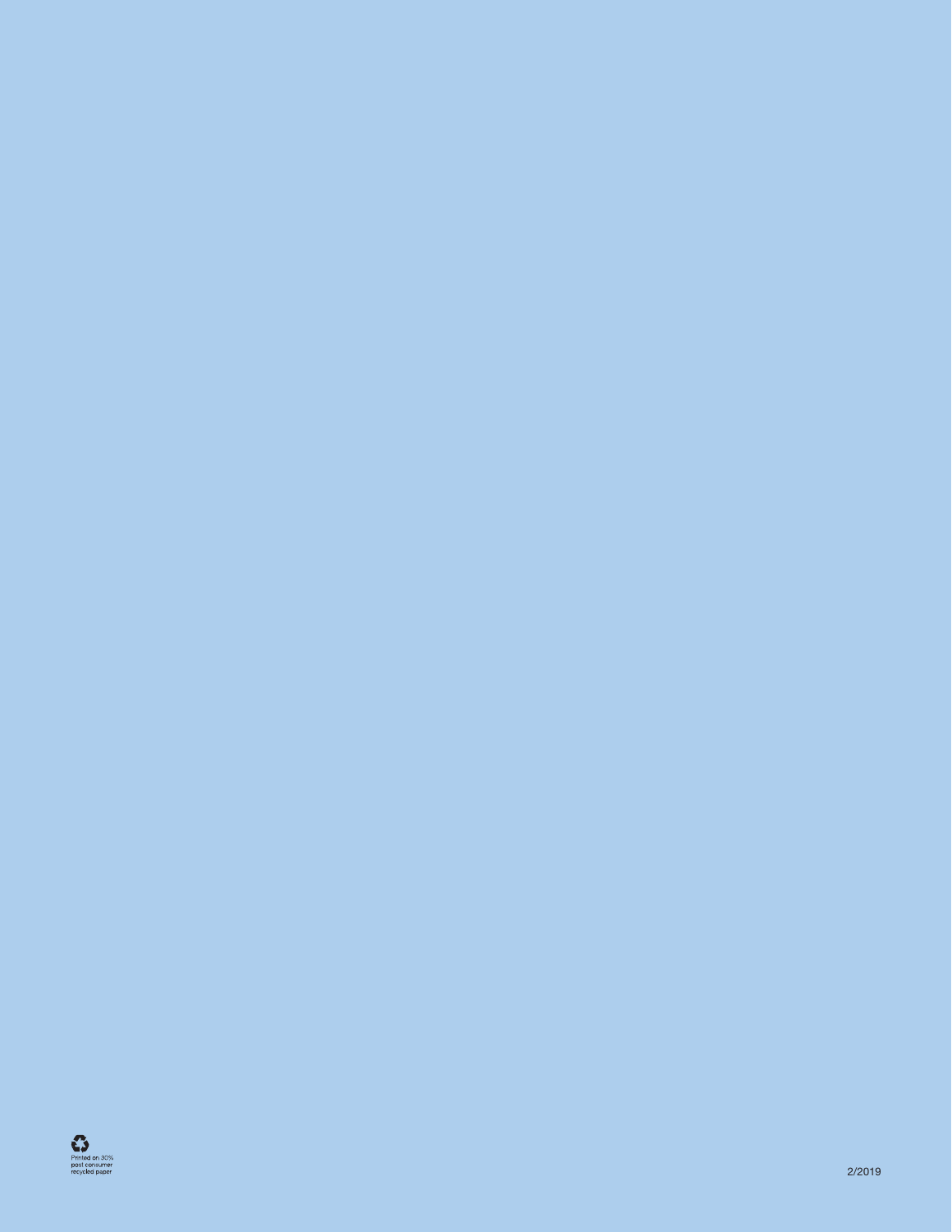Printed on 30% post consumer recycled paper

2/2019